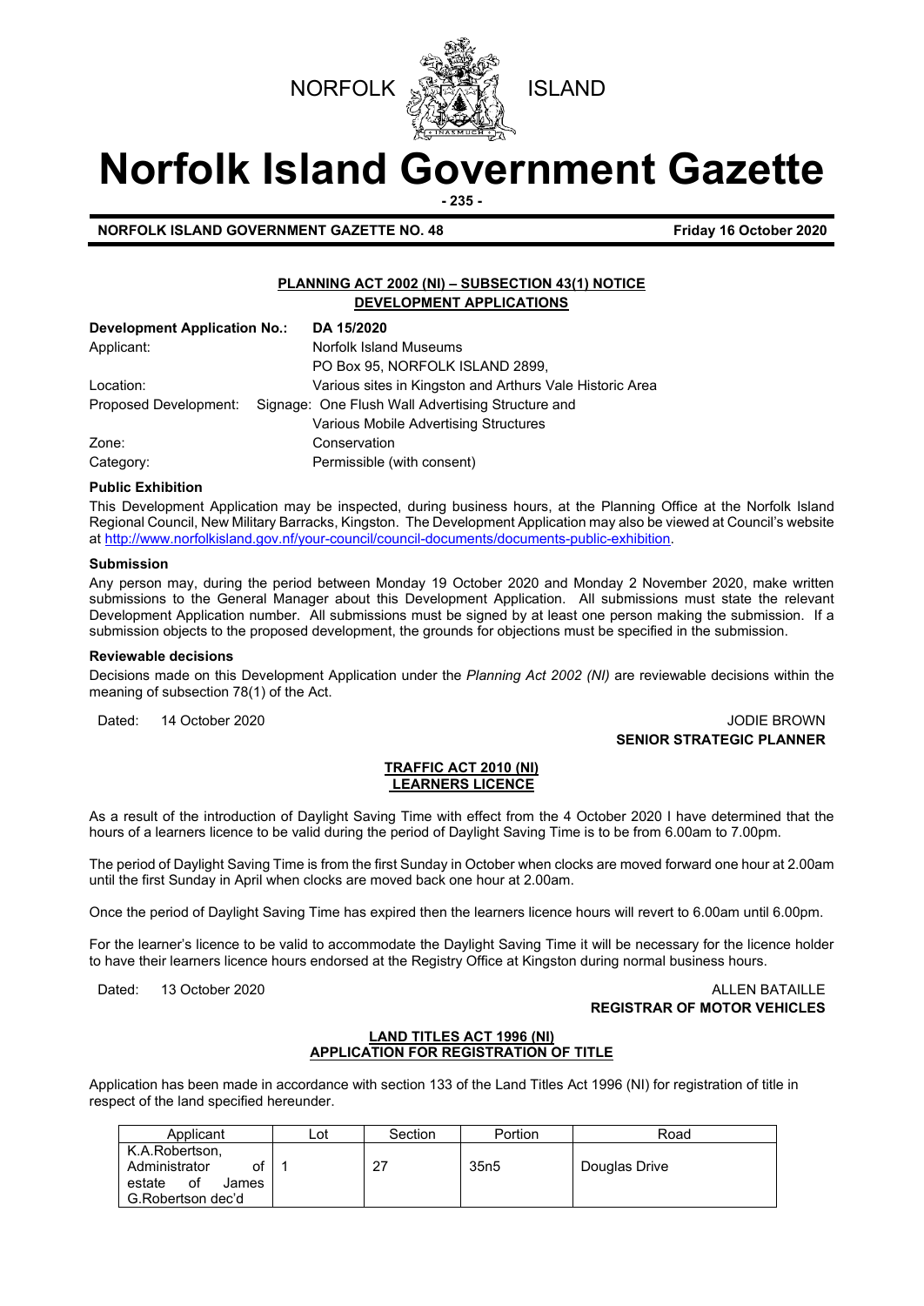NORFOLK ISLAND

# Norfolk Island Government Gazette

**NORFOLK ISLAND GOVERNMENT GAZETTE NO. 48** **Friday 16 October 2020**

## PLANNING ACT 2002 (NI) – SUBSECTION 43(1) NOTICE DEVELOPMENT APPLICATIONS

| **Development Application No.:** | **DA 15/2020** |
|---|---|
| Applicant: | Norfolk Island Museums<br>PO Box 95, NORFOLK ISLAND 2899, |
| Location: | Various sites in Kingston and Arthurs Vale Historic Area |
| Proposed Development: | Signage: One Flush Wall Advertising Structure and Various Mobile Advertising Structures |
| Zone: | Conservation |
| Category: | Permissible (with consent) |

**Public Exhibition**

This Development Application may be inspected, during business hours, at the Planning Office at the Norfolk Island Regional Council, New Military Barracks, Kingston. The Development Application may also be viewed at Council's website at http://www.norfolkisland.gov.nf/your-council/council-documents/documents-public-exhibition.

**Submission**

Any person may, during the period between Monday 19 October 2020 and Monday 2 November 2020, make written submissions to the General Manager about this Development Application. All submissions must state the relevant Development Application number. All submissions must be signed by at least one person making the submission. If a submission objects to the proposed development, the grounds for objections must be specified in the submission.

**Reviewable decisions**

Decisions made on this Development Application under the *Planning Act 2002 (NI)* are reviewable decisions within the meaning of subsection 78(1) of the Act.

Dated: 14 October 2020

JODIE BROWN
**SENIOR STRATEGIC PLANNER**

## TRAFFIC ACT 2010 (NI) LEARNERS LICENCE

As a result of the introduction of Daylight Saving Time with effect from the 4 October 2020 I have determined that the hours of a learners licence to be valid during the period of Daylight Saving Time is to be from 6.00am to 7.00pm.

The period of Daylight Saving Time is from the first Sunday in October when clocks are moved forward one hour at 2.00am until the first Sunday in April when clocks are moved back one hour at 2.00am.

Once the period of Daylight Saving Time has expired then the learners licence hours will revert to 6.00am until 6.00pm.

For the learner's licence to be valid to accommodate the Daylight Saving Time it will be necessary for the licence holder to have their learners licence hours endorsed at the Registry Office at Kingston during normal business hours.

Dated: 13 October 2020

ALLEN BATAILLE
**REGISTRAR OF MOTOR VEHICLES**

## LAND TITLES ACT 1996 (NI) APPLICATION FOR REGISTRATION OF TITLE

Application has been made in accordance with section 133 of the Land Titles Act 1996 (NI) for registration of title in respect of the land specified hereunder.

| Applicant | Lot | Section | Portion | Road |
|---|---|---|---|---|
| K.A.Robertson, Administrator of estate of James G.Robertson dec'd | 1 | 27 | 35n5 | Douglas Drive |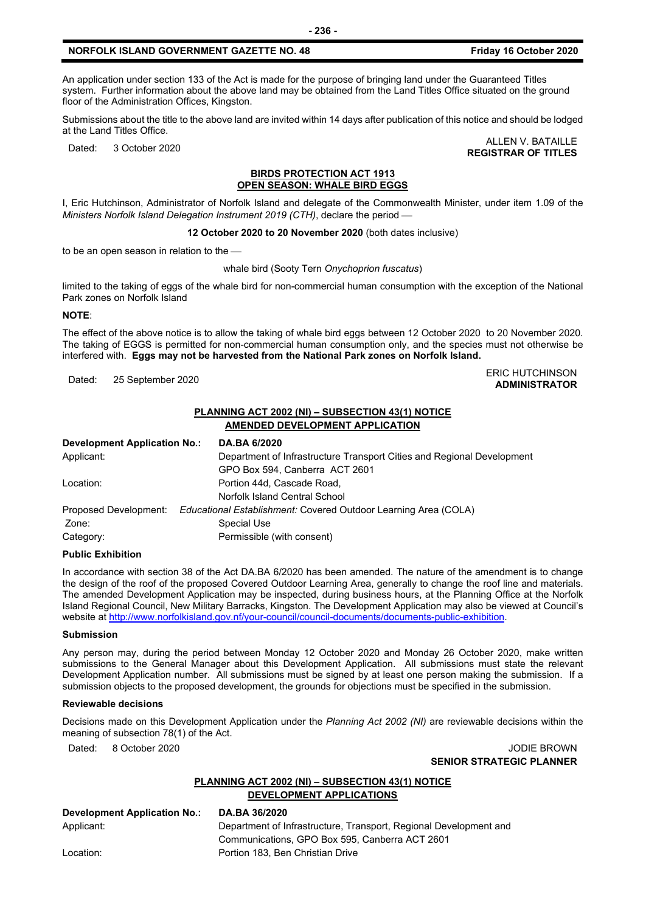An application under section 133 of the Act is made for the purpose of bringing land under the Guaranteed Titles system. Further information about the above land may be obtained from the Land Titles Office situated on the ground floor of the Administration Offices, Kingston.

Submissions about the title to the above land are invited within 14 days after publication of this notice and should be lodged at the Land Titles Office.

Dated: 3 October 2020

ALLEN V. BATAILLE
**REGISTRAR OF TITLES**

## BIRDS PROTECTION ACT 1913
## OPEN SEASON: WHALE BIRD EGGS

I, Eric Hutchinson, Administrator of Norfolk Island and delegate of the Commonwealth Minister, under item 1.09 of the *Ministers Norfolk Island Delegation Instrument 2019 (CTH)*, declare the period —

**12 October 2020 to 20 November 2020** (both dates inclusive)

to be an open season in relation to the —

whale bird (Sooty Tern *Onychoprion fuscatus*)

limited to the taking of eggs of the whale bird for non-commercial human consumption with the exception of the National Park zones on Norfolk Island

**NOTE**:

The effect of the above notice is to allow the taking of whale bird eggs between 12 October 2020 to 20 November 2020. The taking of EGGS is permitted for non-commercial human consumption only, and the species must not otherwise be interfered with. **Eggs may not be harvested from the National Park zones on Norfolk Island.**

Dated: 25 September 2020

ERIC HUTCHINSON
**ADMINISTRATOR**

## PLANNING ACT 2002 (NI) – SUBSECTION 43(1) NOTICE
## AMENDED DEVELOPMENT APPLICATION

| **Development Application No.:** | **DA.BA 6/2020** |
|---|---|
| Applicant: | Department of Infrastructure Transport Cities and Regional Development<br>GPO Box 594, Canberra ACT 2601 |
| Location: | Portion 44d, Cascade Road,<br>Norfolk Island Central School |
| Proposed Development: | *Educational Establishment:* Covered Outdoor Learning Area (COLA) |
| Zone: | Special Use |
| Category: | Permissible (with consent) |

**Public Exhibition**

In accordance with section 38 of the Act DA.BA 6/2020 has been amended. The nature of the amendment is to change the design of the roof of the proposed Covered Outdoor Learning Area, generally to change the roof line and materials. The amended Development Application may be inspected, during business hours, at the Planning Office at the Norfolk Island Regional Council, New Military Barracks, Kingston. The Development Application may also be viewed at Council's website at http://www.norfolkisland.gov.nf/your-council/council-documents/documents-public-exhibition.

**Submission**

Any person may, during the period between Monday 12 October 2020 and Monday 26 October 2020, make written submissions to the General Manager about this Development Application. All submissions must state the relevant Development Application number. All submissions must be signed by at least one person making the submission. If a submission objects to the proposed development, the grounds for objections must be specified in the submission.

**Reviewable decisions**

Decisions made on this Development Application under the *Planning Act 2002 (NI)* are reviewable decisions within the meaning of subsection 78(1) of the Act.

Dated: 8 October 2020

JODIE BROWN
**SENIOR STRATEGIC PLANNER**

## PLANNING ACT 2002 (NI) – SUBSECTION 43(1) NOTICE
## DEVELOPMENT APPLICATIONS

| **Development Application No.:** | **DA.BA 36/2020** |
|---|---|
| Applicant: | Department of Infrastructure, Transport, Regional Development and<br>Communications, GPO Box 595, Canberra ACT 2601 |
| Location: | Portion 183, Ben Christian Drive |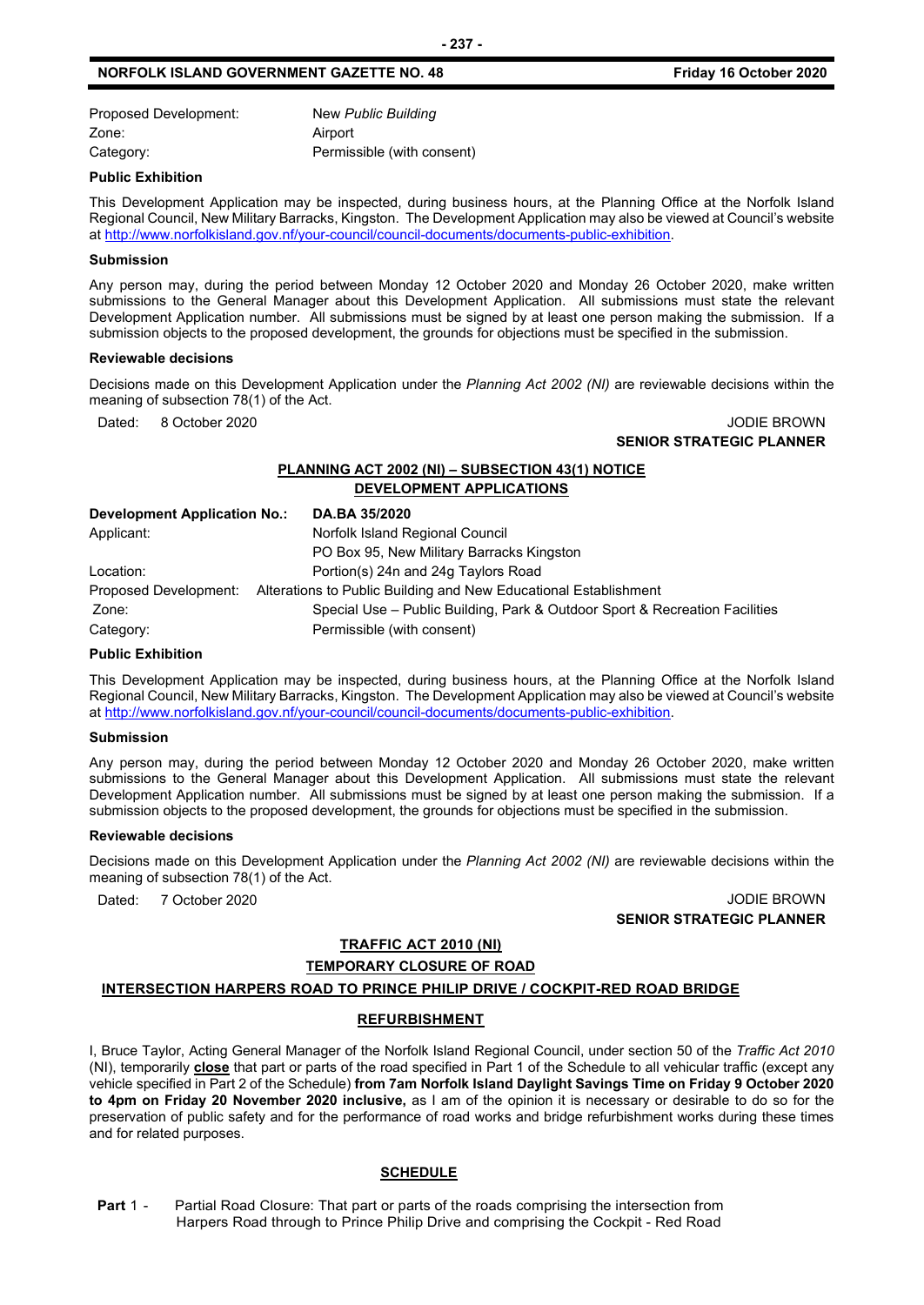| | |
|---|---|
| Proposed Development: | New *Public Building* |
| Zone: | Airport |
| Category: | Permissible (with consent) |

**Public Exhibition**

This Development Application may be inspected, during business hours, at the Planning Office at the Norfolk Island Regional Council, New Military Barracks, Kingston. The Development Application may also be viewed at Council's website at http://www.norfolkisland.gov.nf/your-council/council-documents/documents-public-exhibition.

**Submission**

Any person may, during the period between Monday 12 October 2020 and Monday 26 October 2020, make written submissions to the General Manager about this Development Application. All submissions must state the relevant Development Application number. All submissions must be signed by at least one person making the submission. If a submission objects to the proposed development, the grounds for objections must be specified in the submission.

**Reviewable decisions**

Decisions made on this Development Application under the *Planning Act 2002 (NI)* are reviewable decisions within the meaning of subsection 78(1) of the Act.

Dated: 8 October 2020

JODIE BROWN
**SENIOR STRATEGIC PLANNER**

## PLANNING ACT 2002 (NI) – SUBSECTION 43(1) NOTICE
## DEVELOPMENT APPLICATIONS

| **Development Application No.:** | **DA.BA 35/2020** |
|---|---|
| Applicant: | Norfolk Island Regional Council |
| | PO Box 95, New Military Barracks Kingston |
| Location: | Portion(s) 24n and 24g Taylors Road |
| Proposed Development: | Alterations to Public Building and New Educational Establishment |
| Zone: | Special Use – Public Building, Park & Outdoor Sport & Recreation Facilities |
| Category: | Permissible (with consent) |

**Public Exhibition**

This Development Application may be inspected, during business hours, at the Planning Office at the Norfolk Island Regional Council, New Military Barracks, Kingston. The Development Application may also be viewed at Council's website at http://www.norfolkisland.gov.nf/your-council/council-documents/documents-public-exhibition.

**Submission**

Any person may, during the period between Monday 12 October 2020 and Monday 26 October 2020, make written submissions to the General Manager about this Development Application. All submissions must state the relevant Development Application number. All submissions must be signed by at least one person making the submission. If a submission objects to the proposed development, the grounds for objections must be specified in the submission.

**Reviewable decisions**

Decisions made on this Development Application under the *Planning Act 2002 (NI)* are reviewable decisions within the meaning of subsection 78(1) of the Act.

Dated: 7 October 2020

JODIE BROWN
**SENIOR STRATEGIC PLANNER**

## TRAFFIC ACT 2010 (NI)
## TEMPORARY CLOSURE OF ROAD
## INTERSECTION HARPERS ROAD TO PRINCE PHILIP DRIVE / COCKPIT-RED ROAD BRIDGE
## REFURBISHMENT

I, Bruce Taylor, Acting General Manager of the Norfolk Island Regional Council, under section 50 of the *Traffic Act 2010* (NI), temporarily **close** that part or parts of the road specified in Part 1 of the Schedule to all vehicular traffic (except any vehicle specified in Part 2 of the Schedule) **from 7am Norfolk Island Daylight Savings Time on Friday 9 October 2020 to 4pm on Friday 20 November 2020 inclusive,** as I am of the opinion it is necessary or desirable to do so for the preservation of public safety and for the performance of road works and bridge refurbishment works during these times and for related purposes.

## SCHEDULE

**Part** 1 - Partial Road Closure: That part or parts of the roads comprising the intersection from Harpers Road through to Prince Philip Drive and comprising the Cockpit - Red Road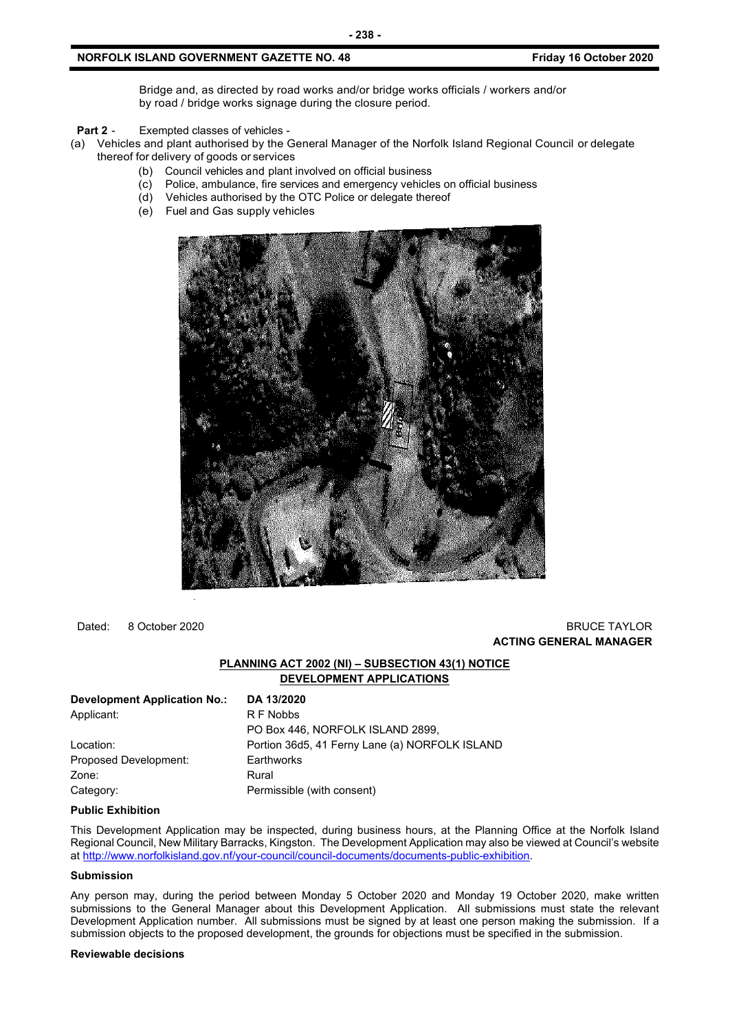Bridge and, as directed by road works and/or bridge works officials / workers and/or by road / bridge works signage during the closure period.

**Part 2** - Exempted classes of vehicles -

(a) Vehicles and plant authorised by the General Manager of the Norfolk Island Regional Council or delegate thereof for delivery of goods or services

(b) Council vehicles and plant involved on official business

(c) Police, ambulance, fire services and emergency vehicles on official business

(d) Vehicles authorised by the OTC Police or delegate thereof

(e) Fuel and Gas supply vehicles

Dated: 8 October 2020

BRUCE TAYLOR
**ACTING GENERAL MANAGER**

## PLANNING ACT 2002 (NI) – SUBSECTION 43(1) NOTICE
## DEVELOPMENT APPLICATIONS

| **Development Application No.:** | **DA 13/2020** |
|---|---|
| Applicant: | R F Nobbs<br>PO Box 446, NORFOLK ISLAND 2899, |
| Location: | Portion 36d5, 41 Ferny Lane (a) NORFOLK ISLAND |
| Proposed Development: | Earthworks |
| Zone: | Rural |
| Category: | Permissible (with consent) |

### Public Exhibition

This Development Application may be inspected, during business hours, at the Planning Office at the Norfolk Island Regional Council, New Military Barracks, Kingston. The Development Application may also be viewed at Council's website at http://www.norfolkisland.gov.nf/your-council/council-documents/documents-public-exhibition.

### Submission

Any person may, during the period between Monday 5 October 2020 and Monday 19 October 2020, make written submissions to the General Manager about this Development Application. All submissions must state the relevant Development Application number. All submissions must be signed by at least one person making the submission. If a submission objects to the proposed development, the grounds for objections must be specified in the submission.

### Reviewable decisions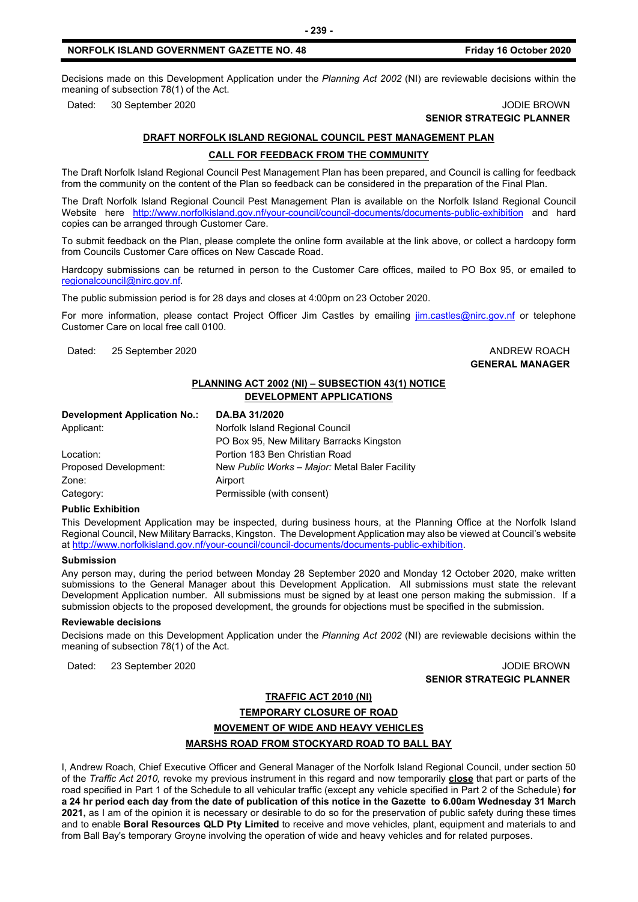Decisions made on this Development Application under the *Planning Act 2002* (NI) are reviewable decisions within the meaning of subsection 78(1) of the Act.

Dated: 30 September 2020

JODIE BROWN
**SENIOR STRATEGIC PLANNER**

## DRAFT NORFOLK ISLAND REGIONAL COUNCIL PEST MANAGEMENT PLAN

### CALL FOR FEEDBACK FROM THE COMMUNITY

The Draft Norfolk Island Regional Council Pest Management Plan has been prepared, and Council is calling for feedback from the community on the content of the Plan so feedback can be considered in the preparation of the Final Plan.

The Draft Norfolk Island Regional Council Pest Management Plan is available on the Norfolk Island Regional Council Website here http://www.norfolkisland.gov.nf/your-council/council-documents/documents-public-exhibition and hard copies can be arranged through Customer Care.

To submit feedback on the Plan, please complete the online form available at the link above, or collect a hardcopy form from Councils Customer Care offices on New Cascade Road.

Hardcopy submissions can be returned in person to the Customer Care offices, mailed to PO Box 95, or emailed to regionalcouncil@nirc.gov.nf.

The public submission period is for 28 days and closes at 4:00pm on 23 October 2020.

For more information, please contact Project Officer Jim Castles by emailing jim.castles@nirc.gov.nf or telephone Customer Care on local free call 0100.

Dated: 25 September 2020

ANDREW ROACH
**GENERAL MANAGER**

## PLANNING ACT 2002 (NI) – SUBSECTION 43(1) NOTICE
## DEVELOPMENT APPLICATIONS

| **Development Application No.:** | **DA.BA 31/2020** |
|---|---|
| Applicant: | Norfolk Island Regional Council<br>PO Box 95, New Military Barracks Kingston |
| Location: | Portion 183 Ben Christian Road |
| Proposed Development: | New *Public Works – Major:* Metal Baler Facility |
| Zone: | Airport |
| Category: | Permissible (with consent) |

**Public Exhibition**

This Development Application may be inspected, during business hours, at the Planning Office at the Norfolk Island Regional Council, New Military Barracks, Kingston. The Development Application may also be viewed at Council's website at http://www.norfolkisland.gov.nf/your-council/council-documents/documents-public-exhibition.

**Submission**

Any person may, during the period between Monday 28 September 2020 and Monday 12 October 2020, make written submissions to the General Manager about this Development Application. All submissions must state the relevant Development Application number. All submissions must be signed by at least one person making the submission. If a submission objects to the proposed development, the grounds for objections must be specified in the submission.

**Reviewable decisions**

Decisions made on this Development Application under the *Planning Act 2002* (NI) are reviewable decisions within the meaning of subsection 78(1) of the Act.

Dated: 23 September 2020

JODIE BROWN
**SENIOR STRATEGIC PLANNER**

## TRAFFIC ACT 2010 (NI)
### TEMPORARY CLOSURE OF ROAD
### MOVEMENT OF WIDE AND HEAVY VEHICLES
### MARSHS ROAD FROM STOCKYARD ROAD TO BALL BAY

I, Andrew Roach, Chief Executive Officer and General Manager of the Norfolk Island Regional Council, under section 50 of the *Traffic Act 2010,* revoke my previous instrument in this regard and now temporarily **close** that part or parts of the road specified in Part 1 of the Schedule to all vehicular traffic (except any vehicle specified in Part 2 of the Schedule) **for a 24 hr period each day from the date of publication of this notice in the Gazette to 6.00am Wednesday 31 March 2021,** as I am of the opinion it is necessary or desirable to do so for the preservation of public safety during these times and to enable **Boral Resources QLD Pty Limited** to receive and move vehicles, plant, equipment and materials to and from Ball Bay's temporary Groyne involving the operation of wide and heavy vehicles and for related purposes.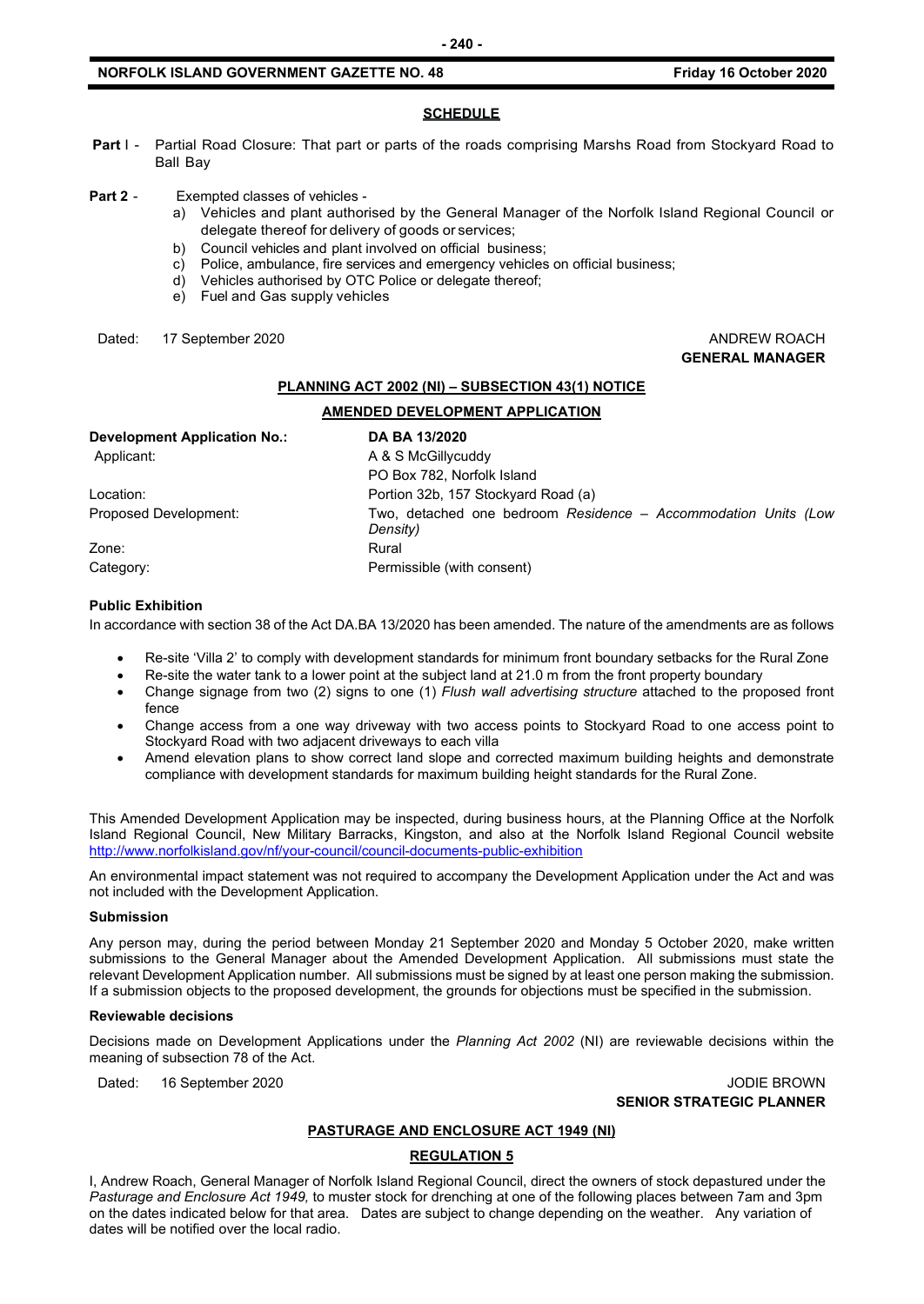## SCHEDULE

**Part** I - Partial Road Closure: That part or parts of the roads comprising Marshs Road from Stockyard Road to Ball Bay

**Part 2** - Exempted classes of vehicles -

a) Vehicles and plant authorised by the General Manager of the Norfolk Island Regional Council or delegate thereof for delivery of goods or services;
b) Council vehicles and plant involved on official business;
c) Police, ambulance, fire services and emergency vehicles on official business;
d) Vehicles authorised by OTC Police or delegate thereof;
e) Fuel and Gas supply vehicles

Dated: 17 September 2020

ANDREW ROACH
**GENERAL MANAGER**

## PLANNING ACT 2002 (NI) – SUBSECTION 43(1) NOTICE

### AMENDED DEVELOPMENT APPLICATION

| **Development Application No.:** | **DA BA 13/2020** |
|---|---|
| Applicant: | A & S McGillycuddy<br>PO Box 782, Norfolk Island |
| Location: | Portion 32b, 157 Stockyard Road (a) |
| Proposed Development: | Two, detached one bedroom *Residence – Accommodation Units (Low Density)* |
| Zone: | Rural |
| Category: | Permissible (with consent) |

**Public Exhibition**

In accordance with section 38 of the Act DA.BA 13/2020 has been amended. The nature of the amendments are as follows

- Re-site 'Villa 2' to comply with development standards for minimum front boundary setbacks for the Rural Zone
- Re-site the water tank to a lower point at the subject land at 21.0 m from the front property boundary
- Change signage from two (2) signs to one (1) *Flush wall advertising structure* attached to the proposed front fence
- Change access from a one way driveway with two access points to Stockyard Road to one access point to Stockyard Road with two adjacent driveways to each villa
- Amend elevation plans to show correct land slope and corrected maximum building heights and demonstrate compliance with development standards for maximum building height standards for the Rural Zone.

This Amended Development Application may be inspected, during business hours, at the Planning Office at the Norfolk Island Regional Council, New Military Barracks, Kingston, and also at the Norfolk Island Regional Council website http://www.norfolkisland.gov/nf/your-council/council-documents-public-exhibition

An environmental impact statement was not required to accompany the Development Application under the Act and was not included with the Development Application.

**Submission**

Any person may, during the period between Monday 21 September 2020 and Monday 5 October 2020, make written submissions to the General Manager about the Amended Development Application. All submissions must state the relevant Development Application number. All submissions must be signed by at least one person making the submission. If a submission objects to the proposed development, the grounds for objections must be specified in the submission.

**Reviewable decisions**

Decisions made on Development Applications under the *Planning Act 2002* (NI) are reviewable decisions within the meaning of subsection 78 of the Act.

Dated: 16 September 2020

JODIE BROWN
**SENIOR STRATEGIC PLANNER**

## PASTURAGE AND ENCLOSURE ACT 1949 (NI)

### REGULATION 5

I, Andrew Roach, General Manager of Norfolk Island Regional Council, direct the owners of stock depastured under the *Pasturage and Enclosure Act 1949,* to muster stock for drenching at one of the following places between 7am and 3pm on the dates indicated below for that area. Dates are subject to change depending on the weather. Any variation of dates will be notified over the local radio.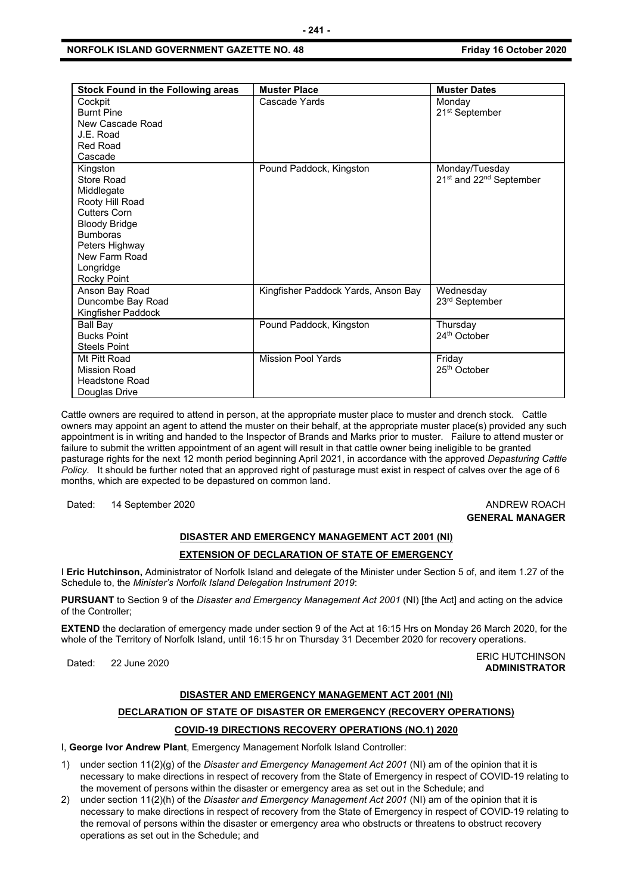| Stock Found in the Following areas | Muster Place | Muster Dates |
|---|---|---|
| Cockpit<br>Burnt Pine<br>New Cascade Road<br>J.E. Road<br>Red Road<br>Cascade | Cascade Yards | Monday<br>21st September |
| Kingston<br>Store Road<br>Middlegate<br>Rooty Hill Road<br>Cutters Corn<br>Bloody Bridge<br>Bumboras<br>Peters Highway<br>New Farm Road<br>Longridge<br>Rocky Point | Pound Paddock, Kingston | Monday/Tuesday<br>21st and 22nd September |
| Anson Bay Road<br>Duncombe Bay Road<br>Kingfisher Paddock | Kingfisher Paddock Yards, Anson Bay | Wednesday<br>23rd September |
| Ball Bay<br>Bucks Point<br>Steels Point | Pound Paddock, Kingston | Thursday<br>24th October |
| Mt Pitt Road<br>Mission Road<br>Headstone Road<br>Douglas Drive | Mission Pool Yards | Friday<br>25th October |

Cattle owners are required to attend in person, at the appropriate muster place to muster and drench stock. Cattle owners may appoint an agent to attend the muster on their behalf, at the appropriate muster place(s) provided any such appointment is in writing and handed to the Inspector of Brands and Marks prior to muster. Failure to attend muster or failure to submit the written appointment of an agent will result in that cattle owner being ineligible to be granted pasturage rights for the next 12 month period beginning April 2021, in accordance with the approved *Depasturing Cattle Policy.* It should be further noted that an approved right of pasturage must exist in respect of calves over the age of 6 months, which are expected to be depastured on common land.

Dated: 14 September 2020

ANDREW ROACH
**GENERAL MANAGER**

**DISASTER AND EMERGENCY MANAGEMENT ACT 2001 (NI)**

**EXTENSION OF DECLARATION OF STATE OF EMERGENCY**

I **Eric Hutchinson,** Administrator of Norfolk Island and delegate of the Minister under Section 5 of, and item 1.27 of the Schedule to, the *Minister's Norfolk Island Delegation Instrument 2019*:

**PURSUANT** to Section 9 of the *Disaster and Emergency Management Act 2001* (NI) [the Act] and acting on the advice of the Controller;

**EXTEND** the declaration of emergency made under section 9 of the Act at 16:15 Hrs on Monday 26 March 2020, for the whole of the Territory of Norfolk Island, until 16:15 hr on Thursday 31 December 2020 for recovery operations.

Dated: 22 June 2020

ERIC HUTCHINSON
**ADMINISTRATOR**

**DISASTER AND EMERGENCY MANAGEMENT ACT 2001 (NI)**

**DECLARATION OF STATE OF DISASTER OR EMERGENCY (RECOVERY OPERATIONS)**

**COVID-19 DIRECTIONS RECOVERY OPERATIONS (NO.1) 2020**

I, **George Ivor Andrew Plant**, Emergency Management Norfolk Island Controller:

1) under section 11(2)(g) of the *Disaster and Emergency Management Act 2001* (NI) am of the opinion that it is necessary to make directions in respect of recovery from the State of Emergency in respect of COVID-19 relating to the movement of persons within the disaster or emergency area as set out in the Schedule; and
2) under section 11(2)(h) of the *Disaster and Emergency Management Act 2001* (NI) am of the opinion that it is necessary to make directions in respect of recovery from the State of Emergency in respect of COVID-19 relating to the removal of persons within the disaster or emergency area who obstructs or threatens to obstruct recovery operations as set out in the Schedule; and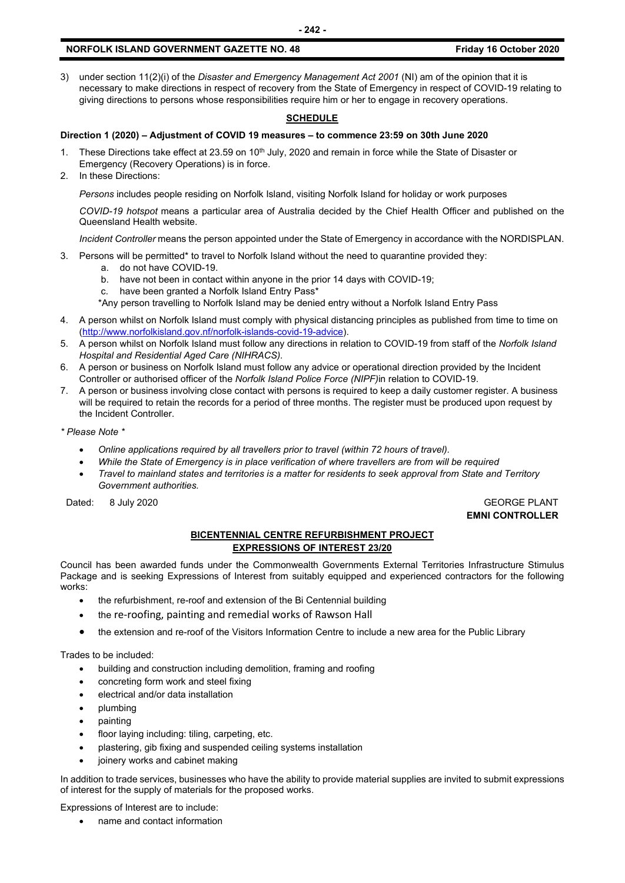3) under section 11(2)(i) of the *Disaster and Emergency Management Act 2001* (NI) am of the opinion that it is necessary to make directions in respect of recovery from the State of Emergency in respect of COVID-19 relating to giving directions to persons whose responsibilities require him or her to engage in recovery operations.

**SCHEDULE**

**Direction 1 (2020) – Adjustment of COVID 19 measures – to commence 23:59 on 30th June 2020**

1. These Directions take effect at 23.59 on 10th July, 2020 and remain in force while the State of Disaster or Emergency (Recovery Operations) is in force.
2. In these Directions:

   *Persons* includes people residing on Norfolk Island, visiting Norfolk Island for holiday or work purposes

   *COVID-19 hotspot* means a particular area of Australia decided by the Chief Health Officer and published on the Queensland Health website.

   *Incident Controller* means the person appointed under the State of Emergency in accordance with the NORDISPLAN.

3. Persons will be permitted* to travel to Norfolk Island without the need to quarantine provided they:
   a. do not have COVID-19.
   b. have not been in contact within anyone in the prior 14 days with COVID-19;
   c. have been granted a Norfolk Island Entry Pass*

   *Any person travelling to Norfolk Island may be denied entry without a Norfolk Island Entry Pass

4. A person whilst on Norfolk Island must comply with physical distancing principles as published from time to time on (http://www.norfolkisland.gov.nf/norfolk-islands-covid-19-advice).
5. A person whilst on Norfolk Island must follow any directions in relation to COVID-19 from staff of the *Norfolk Island Hospital and Residential Aged Care (NIHRACS).*
6. A person or business on Norfolk Island must follow any advice or operational direction provided by the Incident Controller or authorised officer of the *Norfolk Island Police Force (NIPF)*in relation to COVID-19.
7. A person or business involving close contact with persons is required to keep a daily customer register. A business will be required to retain the records for a period of three months. The register must be produced upon request by the Incident Controller.

*\* Please Note \**

- *Online applications required by all travellers prior to travel (within 72 hours of travel).*
- *While the State of Emergency is in place verification of where travellers are from will be required*
- *Travel to mainland states and territories is a matter for residents to seek approval from State and Territory Government authorities.*

Dated: 8 July 2020

GEORGE PLANT
**EMNI CONTROLLER**

## BICENTENNIAL CENTRE REFURBISHMENT PROJECT
## EXPRESSIONS OF INTEREST 23/20

Council has been awarded funds under the Commonwealth Governments External Territories Infrastructure Stimulus Package and is seeking Expressions of Interest from suitably equipped and experienced contractors for the following works:

- the refurbishment, re-roof and extension of the Bi Centennial building
- the re-roofing, painting and remedial works of Rawson Hall
- the extension and re-roof of the Visitors Information Centre to include a new area for the Public Library

Trades to be included:

- building and construction including demolition, framing and roofing
- concreting form work and steel fixing
- electrical and/or data installation
- plumbing
- painting
- floor laying including: tiling, carpeting, etc.
- plastering, gib fixing and suspended ceiling systems installation
- joinery works and cabinet making

In addition to trade services, businesses who have the ability to provide material supplies are invited to submit expressions of interest for the supply of materials for the proposed works.

Expressions of Interest are to include:

- name and contact information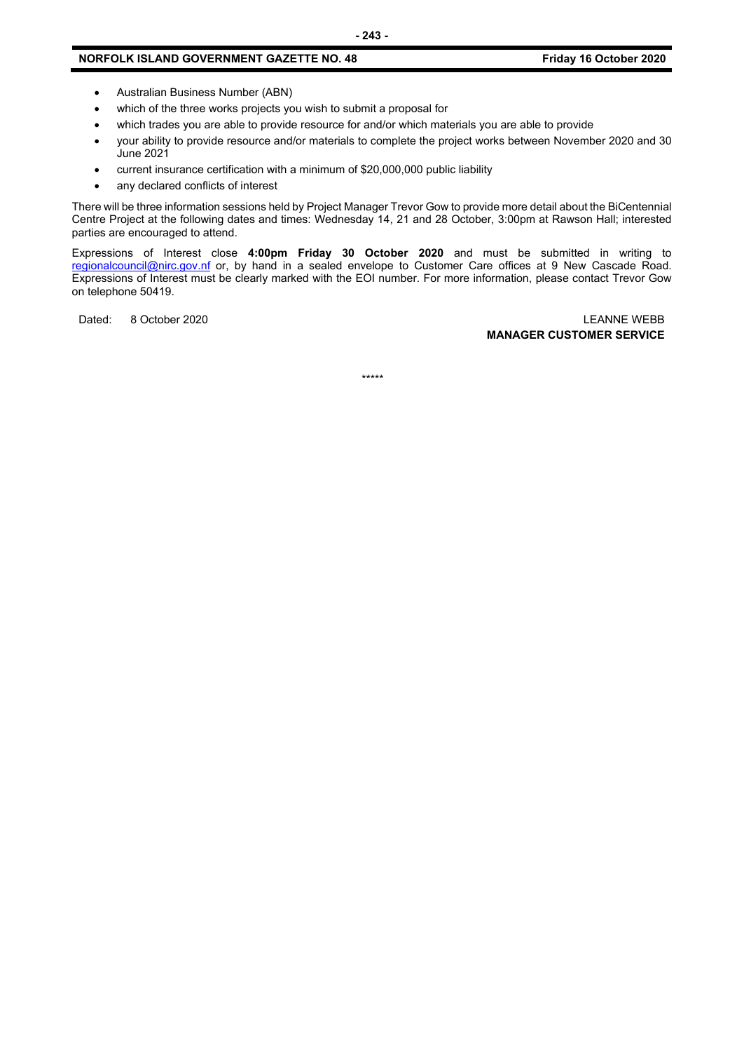- Australian Business Number (ABN)
- which of the three works projects you wish to submit a proposal for
- which trades you are able to provide resource for and/or which materials you are able to provide
- your ability to provide resource and/or materials to complete the project works between November 2020 and 30 June 2021
- current insurance certification with a minimum of $20,000,000 public liability
- any declared conflicts of interest

There will be three information sessions held by Project Manager Trevor Gow to provide more detail about the BiCentennial Centre Project at the following dates and times: Wednesday 14, 21 and 28 October, 3:00pm at Rawson Hall; interested parties are encouraged to attend.

Expressions of Interest close **4:00pm Friday 30 October 2020** and must be submitted in writing to regionalcouncil@nirc.gov.nf or, by hand in a sealed envelope to Customer Care offices at 9 New Cascade Road. Expressions of Interest must be clearly marked with the EOI number. For more information, please contact Trevor Gow on telephone 50419.

Dated: 8 October 2020

LEANNE WEBB
**MANAGER CUSTOMER SERVICE**

*****